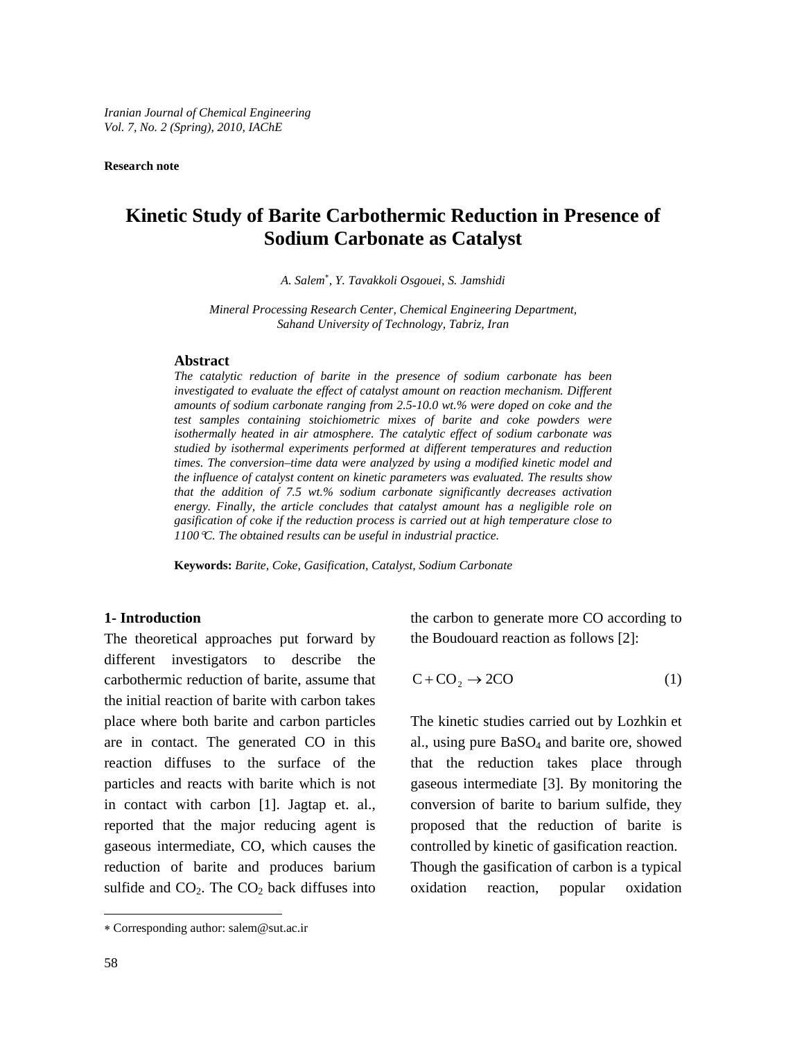Research note

# Kinetic Study of Barite Carbothermic Reduction in Presence of Sodium Carbonate as Catalyst

*A. Salem[∗], Y. Tavakkoli Osgouei, S. Jamshidi*

*Mineral Processing Research Center, Chemical Engineering Department, Sahand University of Technology, Tabriz, Iran*

## Abstract

*The catalytic reduction of barite in the presence of sodium carbonate has been investigated to evaluate the effect of catalyst amount on reaction mechanism. Different amounts of sodium carbonate ranging from 2.5-10.0 wt.% were doped on coke and the test samples containing stoichiometric mixes of barite and coke powders were isothermally heated in air atmosphere. The catalytic effect of sodium carbonate was studied by isothermal experiments performed at different temperatures and reduction times. The conversion–time data were analyzed by using a modified kinetic model and the influence of catalyst content on kinetic parameters was evaluated. The results show that the addition of 7.5 wt.% sodium carbonate significantly decreases activation energy. Finally, the article concludes that catalyst amount has a negligible role on gasification of coke if the reduction process is carried out at high temperature close to 1100°C. The obtained results can be useful in industrial practice.*

**Keywords:** *Barite, Coke, Gasification, Catalyst, Sodium Carbonate*

## 1- Introduction

The theoretical approaches put forward by different investigators to describe the carbothermic reduction of barite, assume that the initial reaction of barite with carbon takes place where both barite and carbon particles are in contact. The generated CO in this reaction diffuses to the surface of the particles and reacts with barite which is not in contact with carbon [1]. Jagtap et. al., reported that the major reducing agent is gaseous intermediate, CO, which causes the reduction of barite and produces barium sulfide and $CO_2$. The $CO_2$ back diffuses into the carbon to generate more CO according to the Boudouard reaction as follows [2]:

$$C + CO_2 \rightarrow 2CO \tag{1}$$

The kinetic studies carried out by Lozhkin et al., using pure $BaSO_4$ and barite ore, showed that the reduction takes place through gaseous intermediate [3]. By monitoring the conversion of barite to barium sulfide, they proposed that the reduction of barite is controlled by kinetic of gasification reaction. Though the gasification of carbon is a typical oxidation reaction, popular oxidation

∗ Corresponding author: salem@sut.ac.ir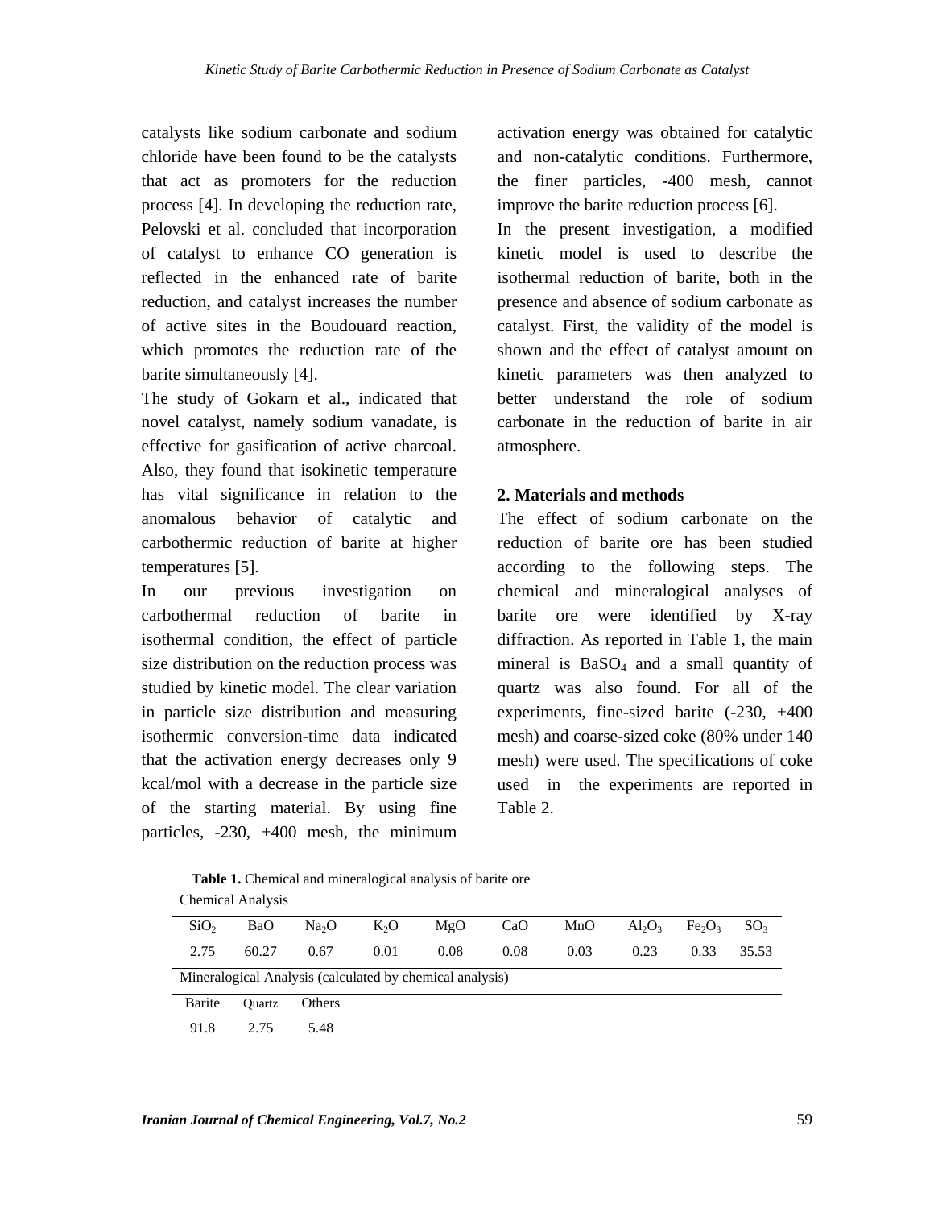catalysts like sodium carbonate and sodium chloride have been found to be the catalysts that act as promoters for the reduction process [4]. In developing the reduction rate, Pelovski et al. concluded that incorporation of catalyst to enhance CO generation is reflected in the enhanced rate of barite reduction, and catalyst increases the number of active sites in the Boudouard reaction, which promotes the reduction rate of the barite simultaneously [4].

The study of Gokarn et al., indicated that novel catalyst, namely sodium vanadate, is effective for gasification of active charcoal. Also, they found that isokinetic temperature has vital significance in relation to the anomalous behavior of catalytic and carbothermic reduction of barite at higher temperatures [5].

In our previous investigation on carbothermal reduction of barite in isothermal condition, the effect of particle size distribution on the reduction process was studied by kinetic model. The clear variation in particle size distribution and measuring isothermic conversion-time data indicated that the activation energy decreases only 9 kcal/mol with a decrease in the particle size of the starting material. By using fine particles, -230, +400 mesh, the minimum activation energy was obtained for catalytic and non-catalytic conditions. Furthermore, the finer particles, -400 mesh, cannot improve the barite reduction process [6].

In the present investigation, a modified kinetic model is used to describe the isothermal reduction of barite, both in the presence and absence of sodium carbonate as catalyst. First, the validity of the model is shown and the effect of catalyst amount on kinetic parameters was then analyzed to better understand the role of sodium carbonate in the reduction of barite in air atmosphere.

## 2. Materials and methods

The effect of sodium carbonate on the reduction of barite ore has been studied according to the following steps. The chemical and mineralogical analyses of barite ore were identified by X-ray diffraction. As reported in Table 1, the main mineral is $BaSO_4$ and a small quantity of quartz was also found. For all of the experiments, fine-sized barite (-230, +400 mesh) and coarse-sized coke (80% under 140 mesh) were used. The specifications of coke used in the experiments are reported in Table 2.

**Table 1.** Chemical and mineralogical analysis of barite ore

| Chemical Analysis | | | | | | | | | |
|---|---|---|---|---|---|---|---|---|---|
| $SiO_2$ | BaO | $Na_2O$ | $K_2O$ | MgO | CaO | MnO | $Al_2O_3$ | $Fe_2O_3$ | $SO_3$ |
| 2.75 | 60.27 | 0.67 | 0.01 | 0.08 | 0.08 | 0.03 | 0.23 | 0.33 | 35.53 |
| Mineralogical Analysis (calculated by chemical analysis) | | | | | | | | | |
| Barite | Quartz | Others | | | | | | | |
| 91.8 | 2.75 | 5.48 | | | | | | | |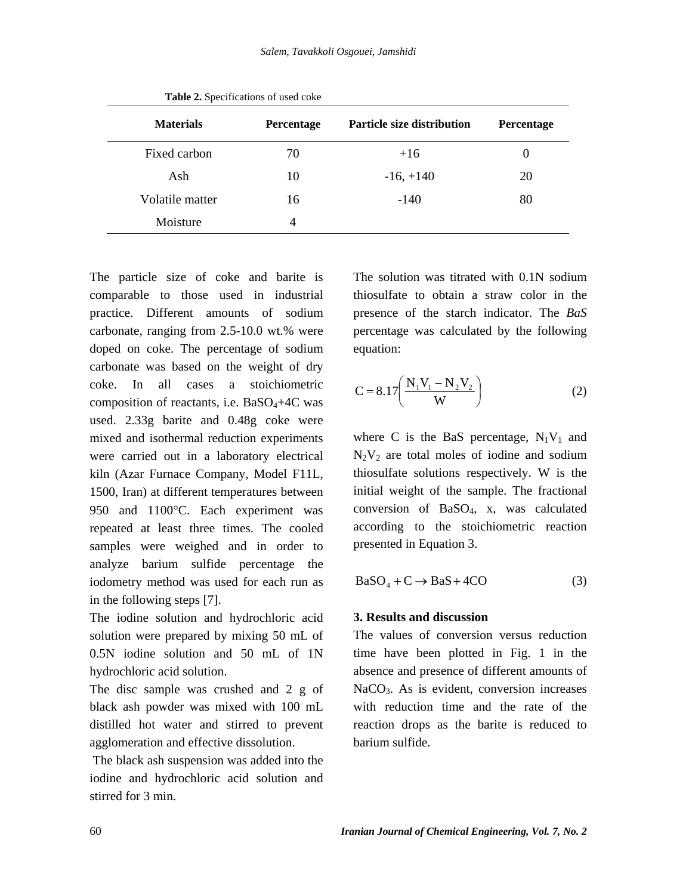**Table 2.** Specifications of used coke

| Materials | Percentage | Particle size distribution | Percentage |
|---|---|---|---|
| Fixed carbon | 70 | +16 | 0 |
| Ash | 10 | -16, +140 | 20 |
| Volatile matter | 16 | -140 | 80 |
| Moisture | 4 | | |

The particle size of coke and barite is comparable to those used in industrial practice. Different amounts of sodium carbonate, ranging from 2.5-10.0 wt.% were doped on coke. The percentage of sodium carbonate was based on the weight of dry coke. In all cases a stoichiometric composition of reactants, i.e. $BaSO_4$+4C was used. 2.33g barite and 0.48g coke were mixed and isothermal reduction experiments were carried out in a laboratory electrical kiln (Azar Furnace Company, Model F11L, 1500, Iran) at different temperatures between 950 and 1100°C. Each experiment was repeated at least three times. The cooled samples were weighed and in order to analyze barium sulfide percentage the iodometry method was used for each run as in the following steps [7].

The iodine solution and hydrochloric acid solution were prepared by mixing 50 mL of 0.5N iodine solution and 50 mL of 1N hydrochloric acid solution.

The disc sample was crushed and 2 g of black ash powder was mixed with 100 mL distilled hot water and stirred to prevent agglomeration and effective dissolution.

The black ash suspension was added into the iodine and hydrochloric acid solution and stirred for 3 min.

The solution was titrated with 0.1N sodium thiosulfate to obtain a straw color in the presence of the starch indicator. The *BaS* percentage was calculated by the following equation:

$$C = 8.17\left(\frac{N_1V_1 - N_2V_2}{W}\right) \tag{2}$$

where C is the BaS percentage, $N_1V_1$ and $N_2V_2$ are total moles of iodine and sodium thiosulfate solutions respectively. W is the initial weight of the sample. The fractional conversion of $BaSO_4$, x, was calculated according to the stoichiometric reaction presented in Equation 3.

$$BaSO_4 + C \rightarrow BaS + 4CO \tag{3}$$

## 3. Results and discussion

The values of conversion versus reduction time have been plotted in Fig. 1 in the absence and presence of different amounts of $NaCO_3$. As is evident, conversion increases with reduction time and the rate of the reaction drops as the barite is reduced to barium sulfide.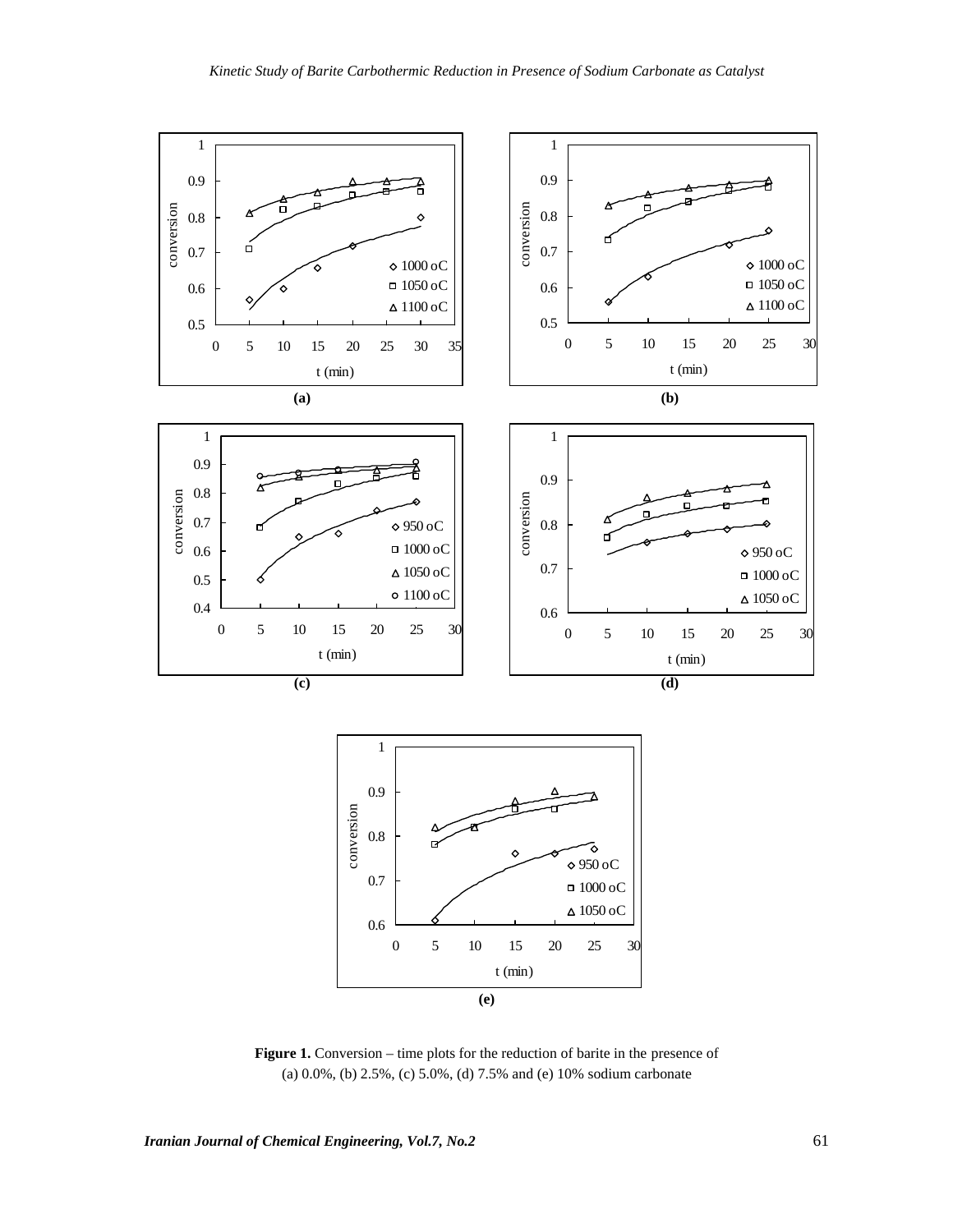**Figure 1.** Conversion – time plots for the reduction of barite in the presence of (a) 0.0%, (b) 2.5%, (c) 5.0%, (d) 7.5% and (e) 10% sodium carbonate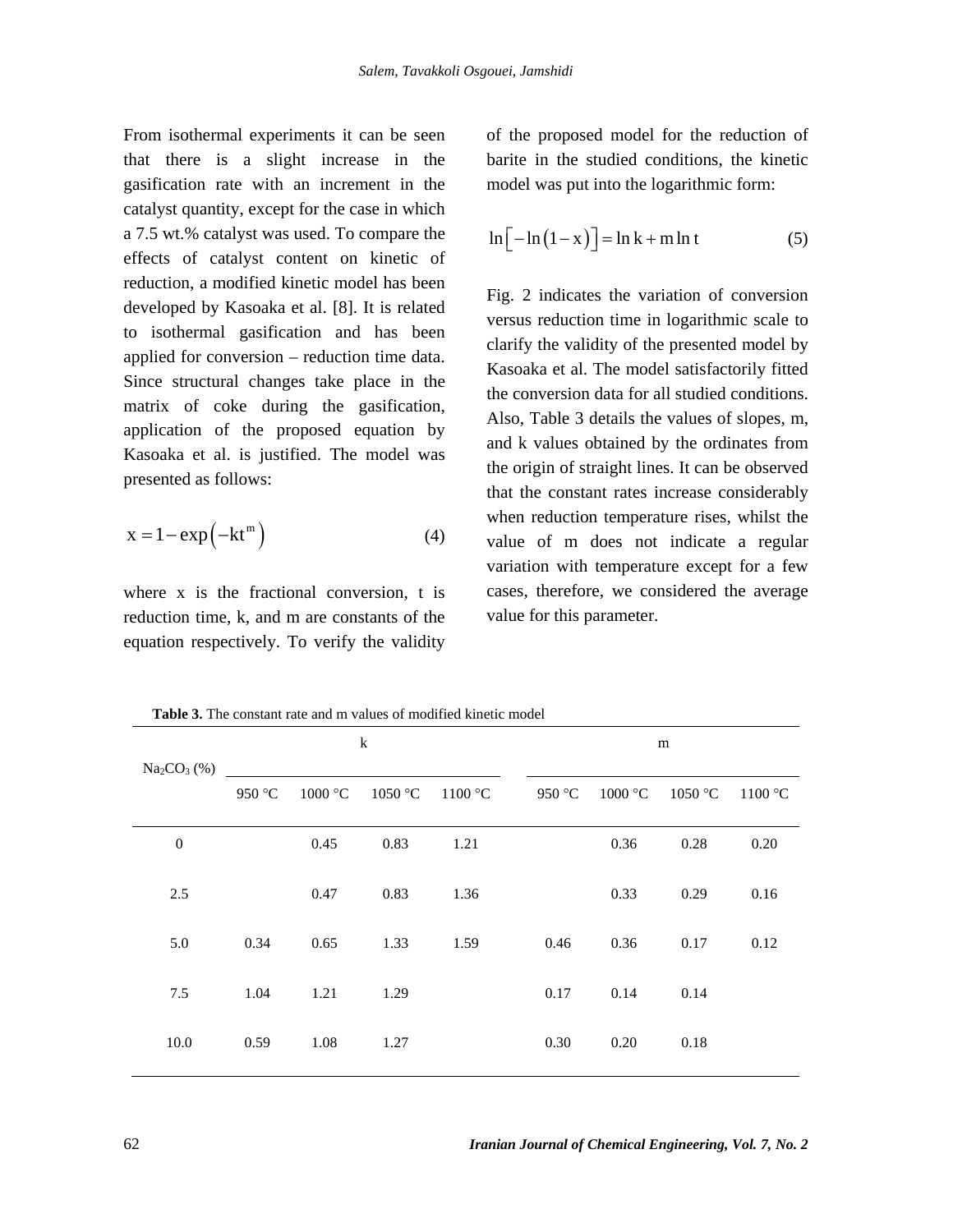From isothermal experiments it can be seen that there is a slight increase in the gasification rate with an increment in the catalyst quantity, except for the case in which a 7.5 wt.% catalyst was used. To compare the effects of catalyst content on kinetic of reduction, a modified kinetic model has been developed by Kasoaka et al. [8]. It is related to isothermal gasification and has been applied for conversion – reduction time data. Since structural changes take place in the matrix of coke during the gasification, application of the proposed equation by Kasoaka et al. is justified. The model was presented as follows:

$$x = 1 - \exp\left(-kt^{m}\right) \tag{4}$$

where x is the fractional conversion, t is reduction time, k, and m are constants of the equation respectively. To verify the validity of the proposed model for the reduction of barite in the studied conditions, the kinetic model was put into the logarithmic form:

$$\ln\left[-\ln\left(1-x\right)\right] = \ln k + m \ln t \tag{5}$$

Fig. 2 indicates the variation of conversion versus reduction time in logarithmic scale to clarify the validity of the presented model by Kasoaka et al. The model satisfactorily fitted the conversion data for all studied conditions. Also, Table 3 details the values of slopes, m, and k values obtained by the ordinates from the origin of straight lines. It can be observed that the constant rates increase considerably when reduction temperature rises, whilst the value of m does not indicate a regular variation with temperature except for a few cases, therefore, we considered the average value for this parameter.

**Table 3.** The constant rate and m values of modified kinetic model

| $Na_2CO_3$ (%) | k | | | | m | | | |
|---|---|---|---|---|---|---|---|---|
| | 950 °C | 1000 °C | 1050 °C | 1100 °C | 950 °C | 1000 °C | 1050 °C | 1100 °C |
| 0 | | 0.45 | 0.83 | 1.21 | | 0.36 | 0.28 | 0.20 |
| 2.5 | | 0.47 | 0.83 | 1.36 | | 0.33 | 0.29 | 0.16 |
| 5.0 | 0.34 | 0.65 | 1.33 | 1.59 | 0.46 | 0.36 | 0.17 | 0.12 |
| 7.5 | 1.04 | 1.21 | 1.29 | | 0.17 | 0.14 | 0.14 | |
| 10.0 | 0.59 | 1.08 | 1.27 | | 0.30 | 0.20 | 0.18 | |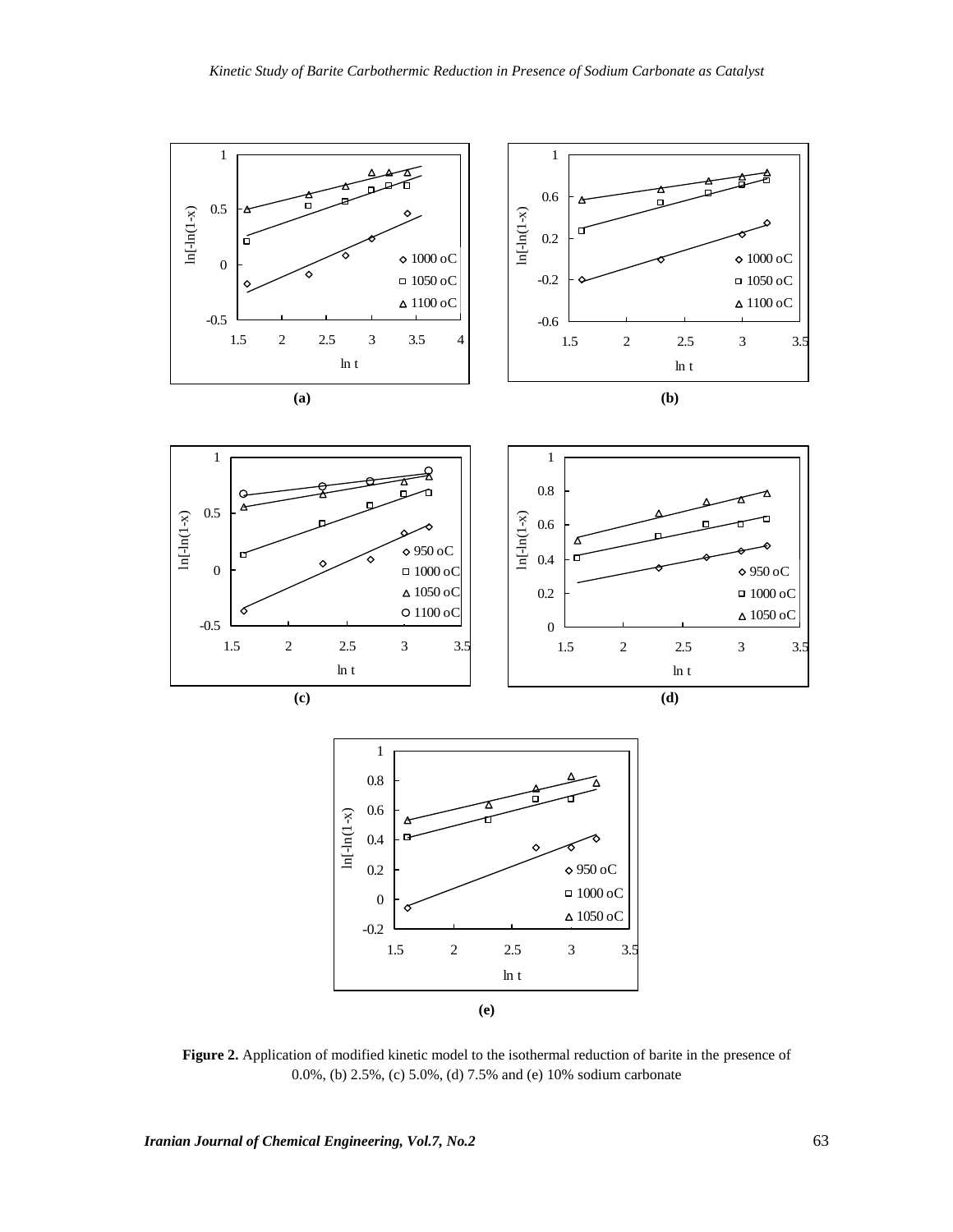**Figure 2.** Application of modified kinetic model to the isothermal reduction of barite in the presence of 0.0%, (b) 2.5%, (c) 5.0%, (d) 7.5% and (e) 10% sodium carbonate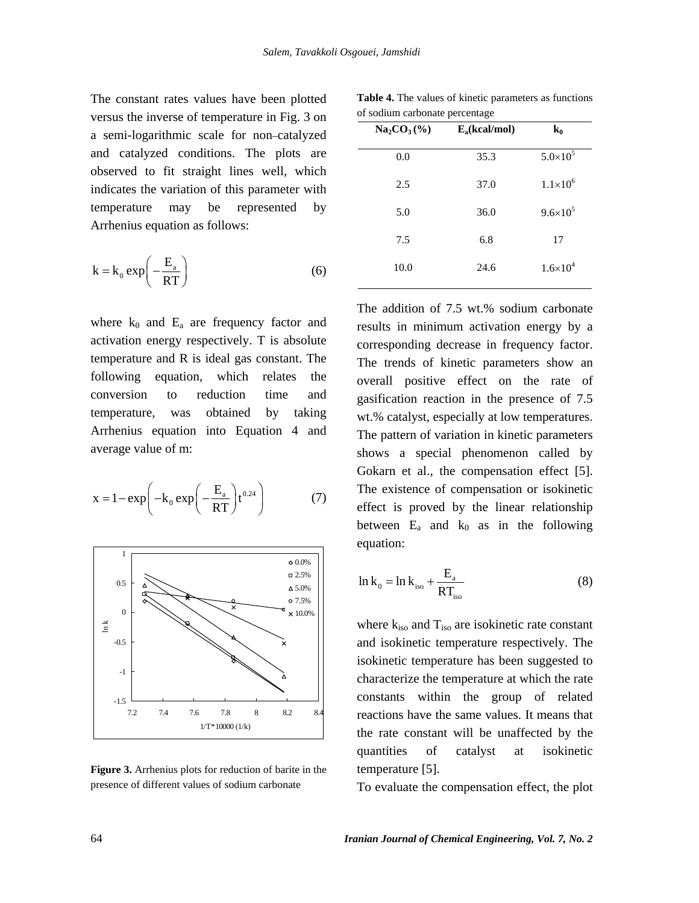The constant rates values have been plotted versus the inverse of temperature in Fig. 3 on a semi-logarithmic scale for non–catalyzed and catalyzed conditions. The plots are observed to fit straight lines well, which indicates the variation of this parameter with temperature may be represented by Arrhenius equation as follows:

$$k = k_0 \exp\left(-\frac{E_a}{RT}\right) \tag{6}$$

where $k_0$ and $E_a$ are frequency factor and activation energy respectively. T is absolute temperature and R is ideal gas constant. The following equation, which relates the conversion to reduction time and temperature, was obtained by taking Arrhenius equation into Equation 4 and average value of m:

$$x = 1 - \exp\left(-k_0 \exp\left(-\frac{E_a}{RT}\right) t^{0.24}\right) \tag{7}$$

**Figure 3.** Arrhenius plots for reduction of barite in the presence of different values of sodium carbonate

**Table 4.** The values of kinetic parameters as functions of sodium carbonate percentage

| $Na_2CO_3$ (%) | $E_a$(kcal/mol) | $k_0$ |
|---|---|---|
| 0.0 | 35.3 | $5.0\times10^5$ |
| 2.5 | 37.0 | $1.1\times10^6$ |
| 5.0 | 36.0 | $9.6\times10^5$ |
| 7.5 | 6.8 | 17 |
| 10.0 | 24.6 | $1.6\times10^4$ |

The addition of 7.5 wt.% sodium carbonate results in minimum activation energy by a corresponding decrease in frequency factor. The trends of kinetic parameters show an overall positive effect on the rate of gasification reaction in the presence of 7.5 wt.% catalyst, especially at low temperatures. The pattern of variation in kinetic parameters shows a special phenomenon called by Gokarn et al., the compensation effect [5]. The existence of compensation or isokinetic effect is proved by the linear relationship between $E_a$ and $k_0$ as in the following equation:

$$\ln k_0 = \ln k_{iso} + \frac{E_a}{RT_{iso}} \tag{8}$$

where $k_{iso}$ and $T_{iso}$ are isokinetic rate constant and isokinetic temperature respectively. The isokinetic temperature has been suggested to characterize the temperature at which the rate constants within the group of related reactions have the same values. It means that the rate constant will be unaffected by the quantities of catalyst at isokinetic temperature [5].

To evaluate the compensation effect, the plot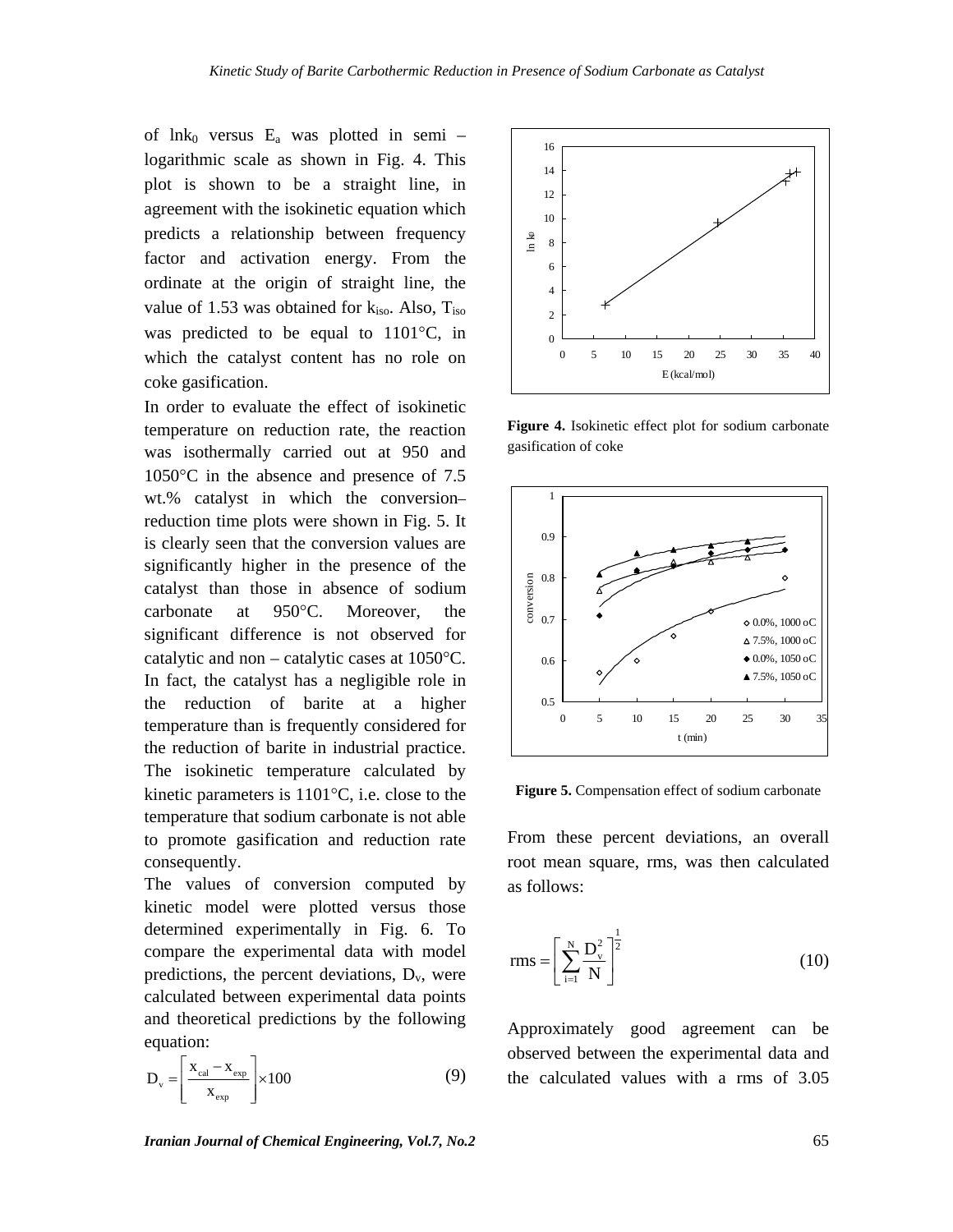of $\ln k_0$ versus $E_a$ was plotted in semi – logarithmic scale as shown in Fig. 4. This plot is shown to be a straight line, in agreement with the isokinetic equation which predicts a relationship between frequency factor and activation energy. From the ordinate at the origin of straight line, the value of 1.53 was obtained for $k_{iso}$. Also, $T_{iso}$ was predicted to be equal to 1101°C, in which the catalyst content has no role on coke gasification.

In order to evaluate the effect of isokinetic temperature on reduction rate, the reaction was isothermally carried out at 950 and 1050°C in the absence and presence of 7.5 wt.% catalyst in which the conversion–reduction time plots were shown in Fig. 5. It is clearly seen that the conversion values are significantly higher in the presence of the catalyst than those in absence of sodium carbonate at 950°C. Moreover, the significant difference is not observed for catalytic and non – catalytic cases at 1050°C. In fact, the catalyst has a negligible role in the reduction of barite at a higher temperature than is frequently considered for the reduction of barite in industrial practice. The isokinetic temperature calculated by kinetic parameters is 1101°C, i.e. close to the temperature that sodium carbonate is not able to promote gasification and reduction rate consequently.

The values of conversion computed by kinetic model were plotted versus those determined experimentally in Fig. 6. To compare the experimental data with model predictions, the percent deviations, $D_v$, were calculated between experimental data points and theoretical predictions by the following equation:

$$D_v = \left[ \frac{x_{cal} - x_{exp}}{x_{exp}} \right] \times 100 \tag{9}$$

**Figure 4.** Isokinetic effect plot for sodium carbonate gasification of coke

**Figure 5.** Compensation effect of sodium carbonate

From these percent deviations, an overall root mean square, rms, was then calculated as follows:

$$\text{rms} = \left[ \sum_{i=1}^{N} \frac{D_v^2}{N} \right]^{\frac{1}{2}} \tag{10}$$

Approximately good agreement can be observed between the experimental data and the calculated values with a rms of 3.05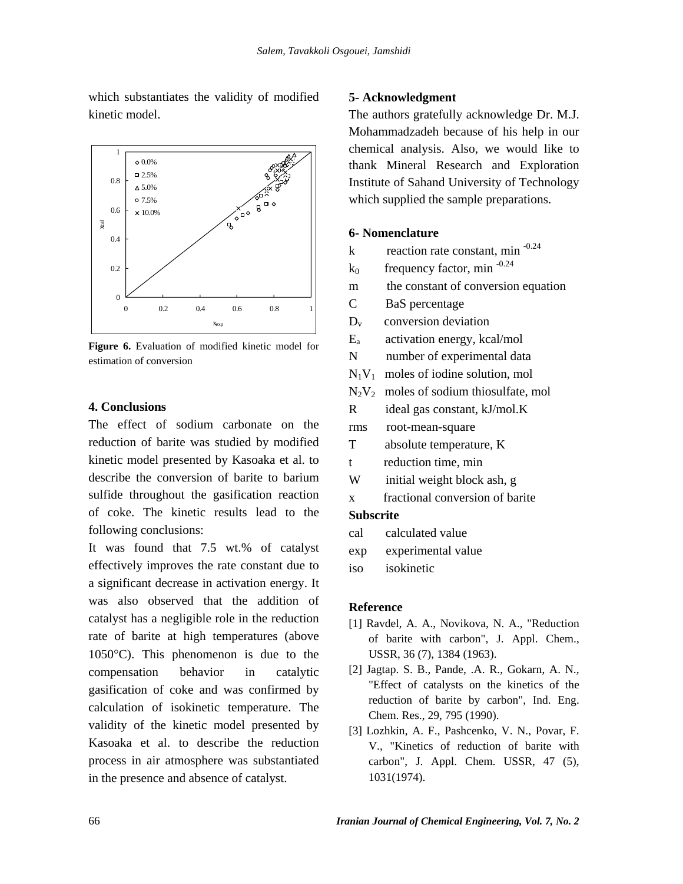which substantiates the validity of modified kinetic model.

**Figure 6.** Evaluation of modified kinetic model for estimation of conversion

## 4. Conclusions

The effect of sodium carbonate on the reduction of barite was studied by modified kinetic model presented by Kasoaka et al. to describe the conversion of barite to barium sulfide throughout the gasification reaction of coke. The kinetic results lead to the following conclusions:

It was found that 7.5 wt.% of catalyst effectively improves the rate constant due to a significant decrease in activation energy. It was also observed that the addition of catalyst has a negligible role in the reduction rate of barite at high temperatures (above 1050°C). This phenomenon is due to the compensation behavior in catalytic gasification of coke and was confirmed by calculation of isokinetic temperature. The validity of the kinetic model presented by Kasoaka et al. to describe the reduction process in air atmosphere was substantiated in the presence and absence of catalyst.

## 5- Acknowledgment

The authors gratefully acknowledge Dr. M.J. Mohammadzadeh because of his help in our chemical analysis. Also, we would like to thank Mineral Research and Exploration Institute of Sahand University of Technology which supplied the sample preparations.

## 6- Nomenclature

- $k$ reaction rate constant, $min^{-0.24}$
- $k_0$ frequency factor, $min^{-0.24}$
- $m$ the constant of conversion equation
- $C$ BaS percentage
- $D_v$ conversion deviation
- $E_a$ activation energy, kcal/mol
- $N$ number of experimental data
- $N_1V_1$ moles of iodine solution, mol
- $N_2V_2$ moles of sodium thiosulfate, mol
- $R$ ideal gas constant, kJ/mol.K
- rms root-mean-square
- $T$ absolute temperature, K
- $t$ reduction time, min
- $W$ initial weight block ash, g
- $x$ fractional conversion of barite

**Subscrite**

- cal calculated value
- exp experimental value
- iso isokinetic

## Reference

[1] Ravdel, A. A., Novikova, N. A., "Reduction of barite with carbon", J. Appl. Chem., USSR, 36 (7), 1384 (1963).

[2] Jagtap. S. B., Pande, .A. R., Gokarn, A. N., "Effect of catalysts on the kinetics of the reduction of barite by carbon", Ind. Eng. Chem. Res., 29, 795 (1990).

[3] Lozhkin, A. F., Pashcenko, V. N., Povar, F. V., "Kinetics of reduction of barite with carbon", J. Appl. Chem. USSR, 47 (5), 1031(1974).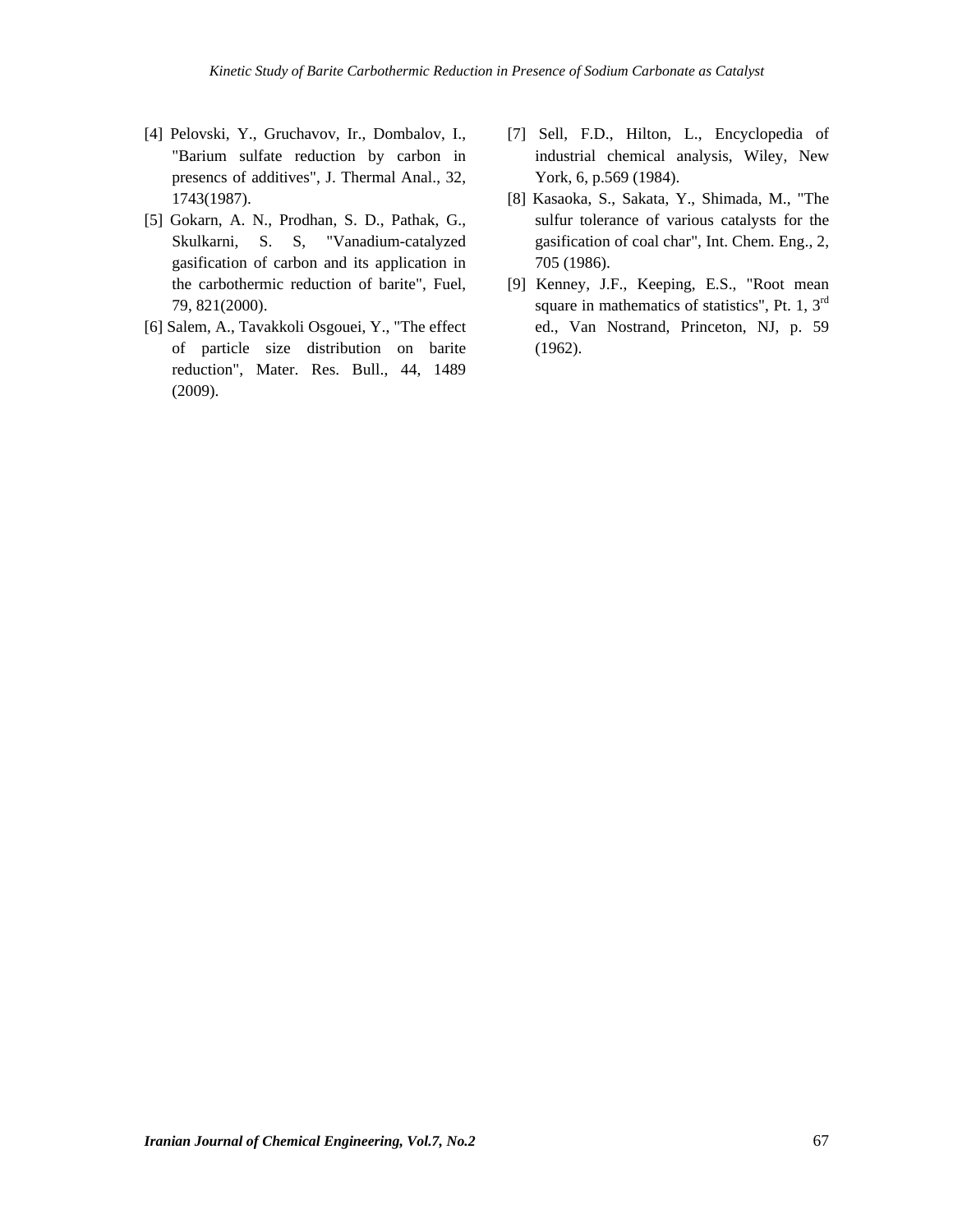[4] Pelovski, Y., Gruchavov, Ir., Dombalov, I., "Barium sulfate reduction by carbon in presencs of additives", J. Thermal Anal., 32, 1743(1987).

[5] Gokarn, A. N., Prodhan, S. D., Pathak, G., Skulkarni, S. S, "Vanadium-catalyzed gasification of carbon and its application in the carbothermic reduction of barite", Fuel, 79, 821(2000).

[6] Salem, A., Tavakkoli Osgouei, Y., "The effect of particle size distribution on barite reduction", Mater. Res. Bull., 44, 1489 (2009).

[7] Sell, F.D., Hilton, L., Encyclopedia of industrial chemical analysis, Wiley, New York, 6, p.569 (1984).

[8] Kasaoka, S., Sakata, Y., Shimada, M., "The sulfur tolerance of various catalysts for the gasification of coal char", Int. Chem. Eng., 2, 705 (1986).

[9] Kenney, J.F., Keeping, E.S., "Root mean square in mathematics of statistics", Pt. 1, 3rd ed., Van Nostrand, Princeton, NJ, p. 59 (1962).